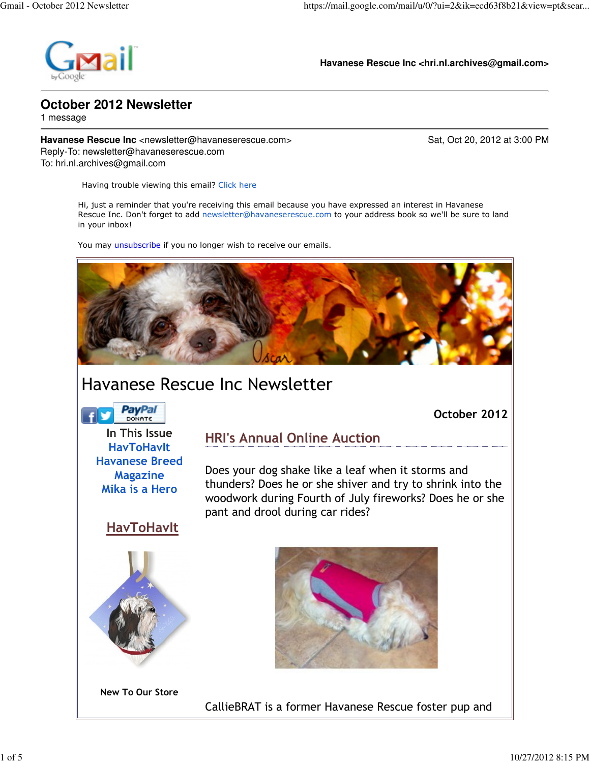**Havanese Rescue Inc <hri.nl.archives@gmail.com>**

# October 2012 Newsletter

1 message

**Havanese Rescue Inc** <newsletter@havaneserescue.com> Sat, Oct 20, 2012 at 3:00 PM
Reply-To: newsletter@havaneserescue.com
To: hri.nl.archives@gmail.com

Having trouble viewing this email? Click here

Hi, just a reminder that you're receiving this email because you have expressed an interest in Havanese Rescue Inc. Don't forget to add newsletter@havaneserescue.com to your address book so we'll be sure to land in your inbox!

You may unsubscribe if you no longer wish to receive our emails.

# Havanese Rescue Inc Newsletter

October 2012

In This Issue

- HavToHavIt
- Havanese Breed Magazine
- Mika is a Hero

## HavToHavIt

New To Our Store

## HRI's Annual Online Auction

Does your dog shake like a leaf when it storms and thunders? Does he or she shiver and try to shrink into the woodwork during Fourth of July fireworks? Does he or she pant and drool during car rides?

CallieBRAT is a former Havanese Rescue foster pup and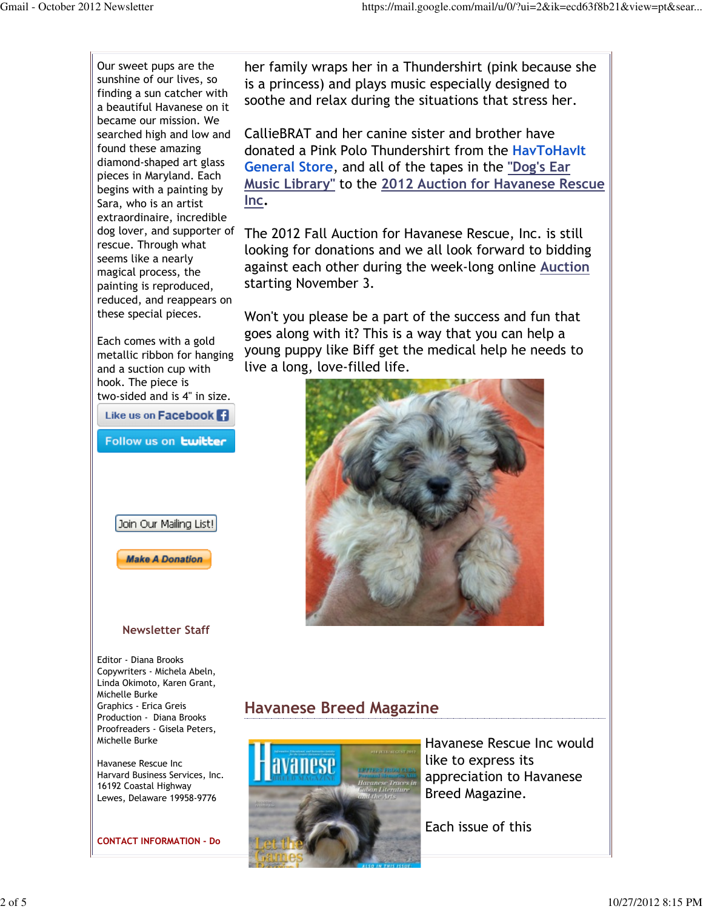Our sweet pups are the sunshine of our lives, so finding a sun catcher with a beautiful Havanese on it became our mission. We searched high and low and found these amazing diamond-shaped art glass pieces in Maryland. Each begins with a painting by Sara, who is an artist extraordinaire, incredible dog lover, and supporter of rescue. Through what seems like a nearly magical process, the painting is reproduced, reduced, and reappears on these special pieces.

Each comes with a gold metallic ribbon for hanging and a suction cup with hook. The piece is two-sided and is 4" in size.

Like us on Facebook

Follow us on twitter

Join Our Mailing List!

Make A Donation

**Newsletter Staff**

Editor - Diana Brooks
Copywriters - Michela Abeln, Linda Okimoto, Karen Grant, Michelle Burke
Graphics - Erica Greis
Production - Diana Brooks
Proofreaders - Gisela Peters, Michelle Burke

Havanese Rescue Inc
Harvard Business Services, Inc.
16192 Coastal Highway
Lewes, Delaware 19958-9776

**CONTACT INFORMATION - Do**

her family wraps her in a Thundershirt (pink because she is a princess) and plays music especially designed to soothe and relax during the situations that stress her.

CallieBRAT and her canine sister and brother have donated a Pink Polo Thundershirt from the HavToHavIt General Store, and all of the tapes in the "Dog's Ear Music Library" to the 2012 Auction for Havanese Rescue Inc.

The 2012 Fall Auction for Havanese Rescue, Inc. is still looking for donations and we all look forward to bidding against each other during the week-long online Auction starting November 3.

Won't you please be a part of the success and fun that goes along with it? This is a way that you can help a young puppy like Biff get the medical help he needs to live a long, love-filled life.

## Havanese Breed Magazine

Havanese Rescue Inc would like to express its appreciation to Havanese Breed Magazine.

Each issue of this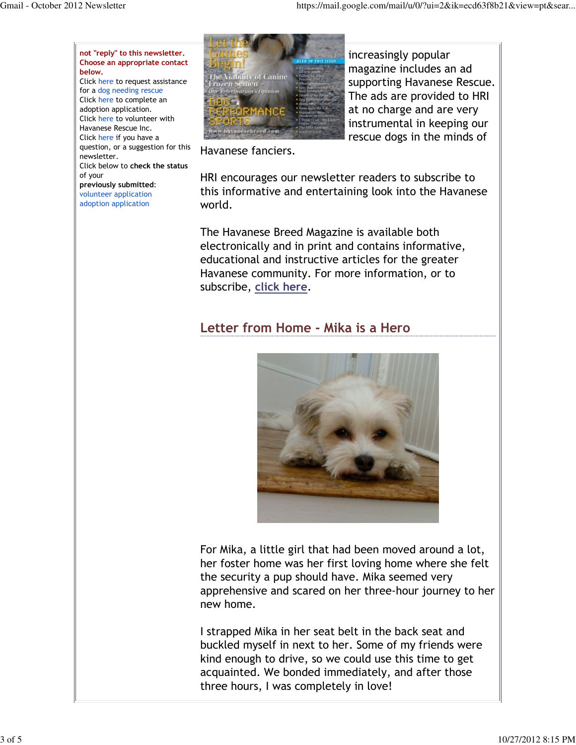not "reply" to this newsletter. Choose an appropriate contact below.
Click here to request assistance for a dog needing rescue
Click here to complete an adoption application.
Click here to volunteer with Havanese Rescue Inc.
Click here if you have a question, or a suggestion for this newsletter.
Click below to **check the status** of your **previously submitted:**
volunteer application
adoption application

increasingly popular magazine includes an ad supporting Havanese Rescue. The ads are provided to HRI at no charge and are very instrumental in keeping our rescue dogs in the minds of Havanese fanciers.

HRI encourages our newsletter readers to subscribe to this informative and entertaining look into the Havanese world.

The Havanese Breed Magazine is available both electronically and in print and contains informative, educational and instructive articles for the greater Havanese community. For more information, or to subscribe, click here.

## Letter from Home - Mika is a Hero

For Mika, a little girl that had been moved around a lot, her foster home was her first loving home where she felt the security a pup should have. Mika seemed very apprehensive and scared on her three-hour journey to her new home.

I strapped Mika in her seat belt in the back seat and buckled myself in next to her. Some of my friends were kind enough to drive, so we could use this time to get acquainted. We bonded immediately, and after those three hours, I was completely in love!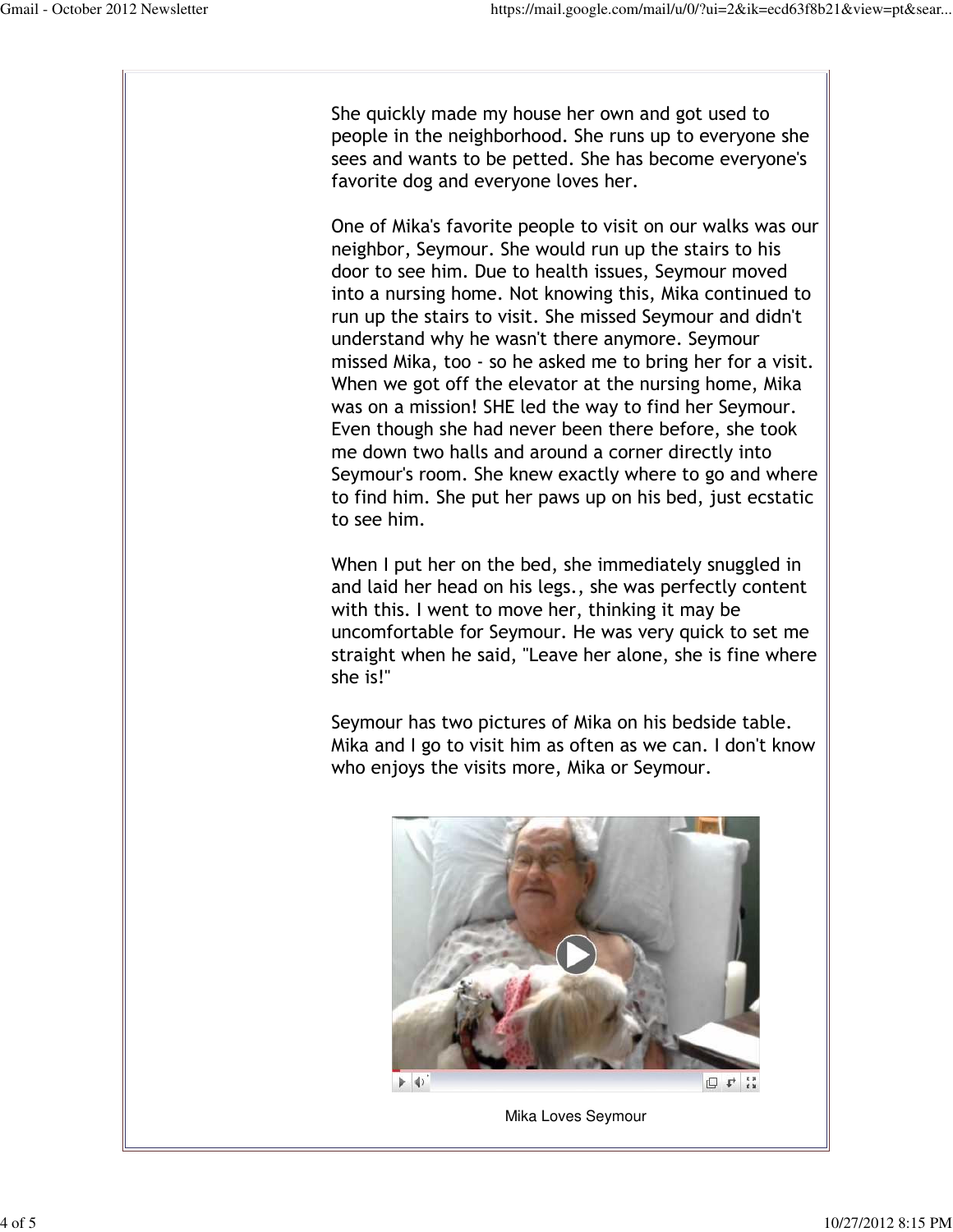She quickly made my house her own and got used to people in the neighborhood. She runs up to everyone she sees and wants to be petted. She has become everyone's favorite dog and everyone loves her.

One of Mika's favorite people to visit on our walks was our neighbor, Seymour. She would run up the stairs to his door to see him. Due to health issues, Seymour moved into a nursing home. Not knowing this, Mika continued to run up the stairs to visit. She missed Seymour and didn't understand why he wasn't there anymore. Seymour missed Mika, too - so he asked me to bring her for a visit. When we got off the elevator at the nursing home, Mika was on a mission! SHE led the way to find her Seymour. Even though she had never been there before, she took me down two halls and around a corner directly into Seymour's room. She knew exactly where to go and where to find him. She put her paws up on his bed, just ecstatic to see him.

When I put her on the bed, she immediately snuggled in and laid her head on his legs., she was perfectly content with this. I went to move her, thinking it may be uncomfortable for Seymour. He was very quick to set me straight when he said, "Leave her alone, she is fine where she is!"

Seymour has two pictures of Mika on his bedside table. Mika and I go to visit him as often as we can. I don't know who enjoys the visits more, Mika or Seymour.

Mika Loves Seymour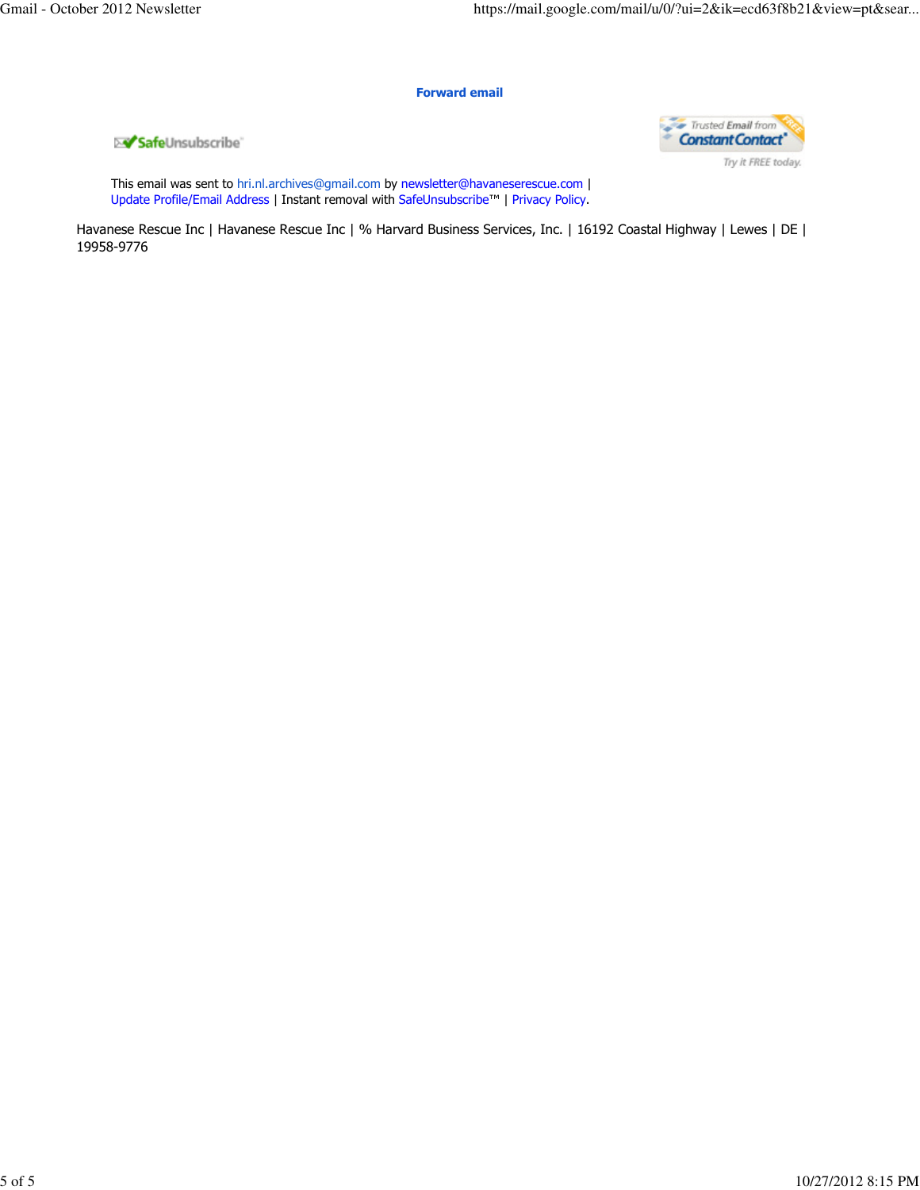**Forward email**

SafeUnsubscribe

Trusted Email from Constant Contact

Try it FREE today.

This email was sent to hri.nl.archives@gmail.com by newsletter@havaneserescue.com | Update Profile/Email Address | Instant removal with SafeUnsubscribe™ | Privacy Policy.

Havanese Rescue Inc | Havanese Rescue Inc | % Harvard Business Services, Inc. | 16192 Coastal Highway | Lewes | DE | 19958-9776